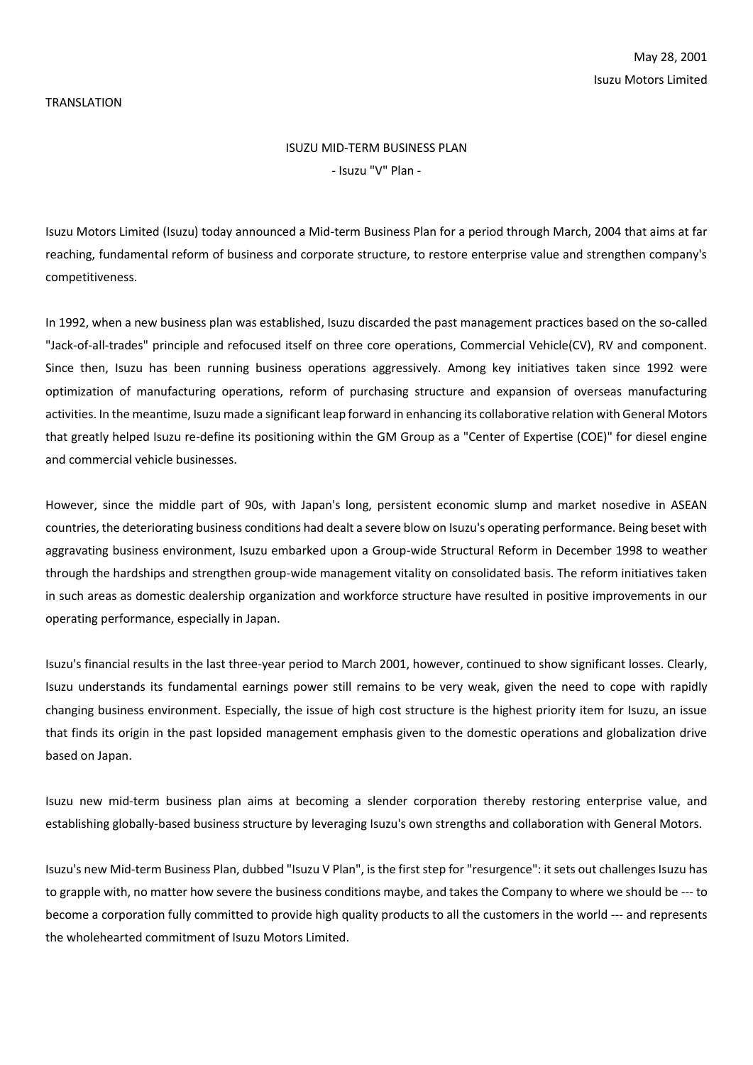May 28, 2001

Isuzu Motors Limited

TRANSLATION

# ISUZU MID-TERM BUSINESS PLAN

## - Isuzu "V" Plan -

Isuzu Motors Limited (Isuzu) today announced a Mid-term Business Plan for a period through March, 2004 that aims at far reaching, fundamental reform of business and corporate structure, to restore enterprise value and strengthen company's competitiveness.

In 1992, when a new business plan was established, Isuzu discarded the past management practices based on the so-called "Jack-of-all-trades" principle and refocused itself on three core operations, Commercial Vehicle(CV), RV and component. Since then, Isuzu has been running business operations aggressively. Among key initiatives taken since 1992 were optimization of manufacturing operations, reform of purchasing structure and expansion of overseas manufacturing activities. In the meantime, Isuzu made a significant leap forward in enhancing its collaborative relation with General Motors that greatly helped Isuzu re-define its positioning within the GM Group as a "Center of Expertise (COE)" for diesel engine and commercial vehicle businesses.

However, since the middle part of 90s, with Japan's long, persistent economic slump and market nosedive in ASEAN countries, the deteriorating business conditions had dealt a severe blow on Isuzu's operating performance. Being beset with aggravating business environment, Isuzu embarked upon a Group-wide Structural Reform in December 1998 to weather through the hardships and strengthen group-wide management vitality on consolidated basis. The reform initiatives taken in such areas as domestic dealership organization and workforce structure have resulted in positive improvements in our operating performance, especially in Japan.

Isuzu's financial results in the last three-year period to March 2001, however, continued to show significant losses. Clearly, Isuzu understands its fundamental earnings power still remains to be very weak, given the need to cope with rapidly changing business environment. Especially, the issue of high cost structure is the highest priority item for Isuzu, an issue that finds its origin in the past lopsided management emphasis given to the domestic operations and globalization drive based on Japan.

Isuzu new mid-term business plan aims at becoming a slender corporation thereby restoring enterprise value, and establishing globally-based business structure by leveraging Isuzu's own strengths and collaboration with General Motors.

Isuzu's new Mid-term Business Plan, dubbed "Isuzu V Plan", is the first step for "resurgence": it sets out challenges Isuzu has to grapple with, no matter how severe the business conditions maybe, and takes the Company to where we should be --- to become a corporation fully committed to provide high quality products to all the customers in the world --- and represents the wholehearted commitment of Isuzu Motors Limited.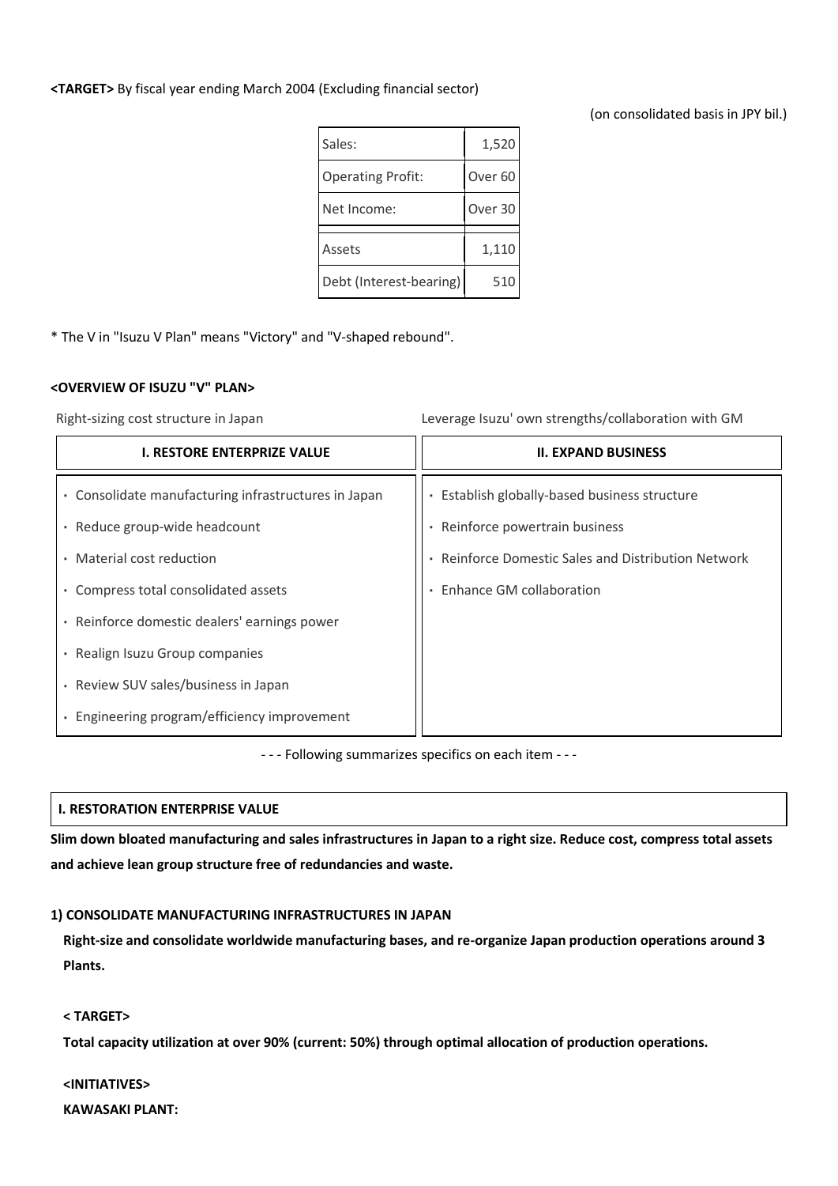**<TARGET>** By fiscal year ending March 2004 (Excluding financial sector)

(on consolidated basis in JPY bil.)

| | |
|---|---|
| Sales: | 1,520 |
| Operating Profit: | Over 60 |
| Net Income: | Over 30 |
| Assets | 1,110 |
| Debt (Interest-bearing) | 510 |

* The V in "Isuzu V Plan" means "Victory" and "V-shaped rebound".

**<OVERVIEW OF ISUZU "V" PLAN>**

| Right-sizing cost structure in Japan | Leverage Isuzu' own strengths/collaboration with GM |
|---|---|
| **I. RESTORE ENTERPRIZE VALUE** | **II. EXPAND BUSINESS** |
| ・ Consolidate manufacturing infrastructures in Japan | ・ Establish globally-based business structure |
| ・ Reduce group-wide headcount | ・ Reinforce powertrain business |
| ・ Material cost reduction | ・ Reinforce Domestic Sales and Distribution Network |
| ・ Compress total consolidated assets | ・ Enhance GM collaboration |
| ・ Reinforce domestic dealers' earnings power | |
| ・ Realign Isuzu Group companies | |
| ・ Review SUV sales/business in Japan | |
| ・ Engineering program/efficiency improvement | |

\- - - Following summarizes specifics on each item - - -

## I. RESTORATION ENTERPRISE VALUE

**Slim down bloated manufacturing and sales infrastructures in Japan to a right size. Reduce cost, compress total assets and achieve lean group structure free of redundancies and waste.**

### 1) CONSOLIDATE MANUFACTURING INFRASTRUCTURES IN JAPAN

**Right-size and consolidate worldwide manufacturing bases, and re-organize Japan production operations around 3 Plants.**

**< TARGET>**

**Total capacity utilization at over 90% (current: 50%) through optimal allocation of production operations.**

**<INITIATIVES>**

**KAWASAKI PLANT:**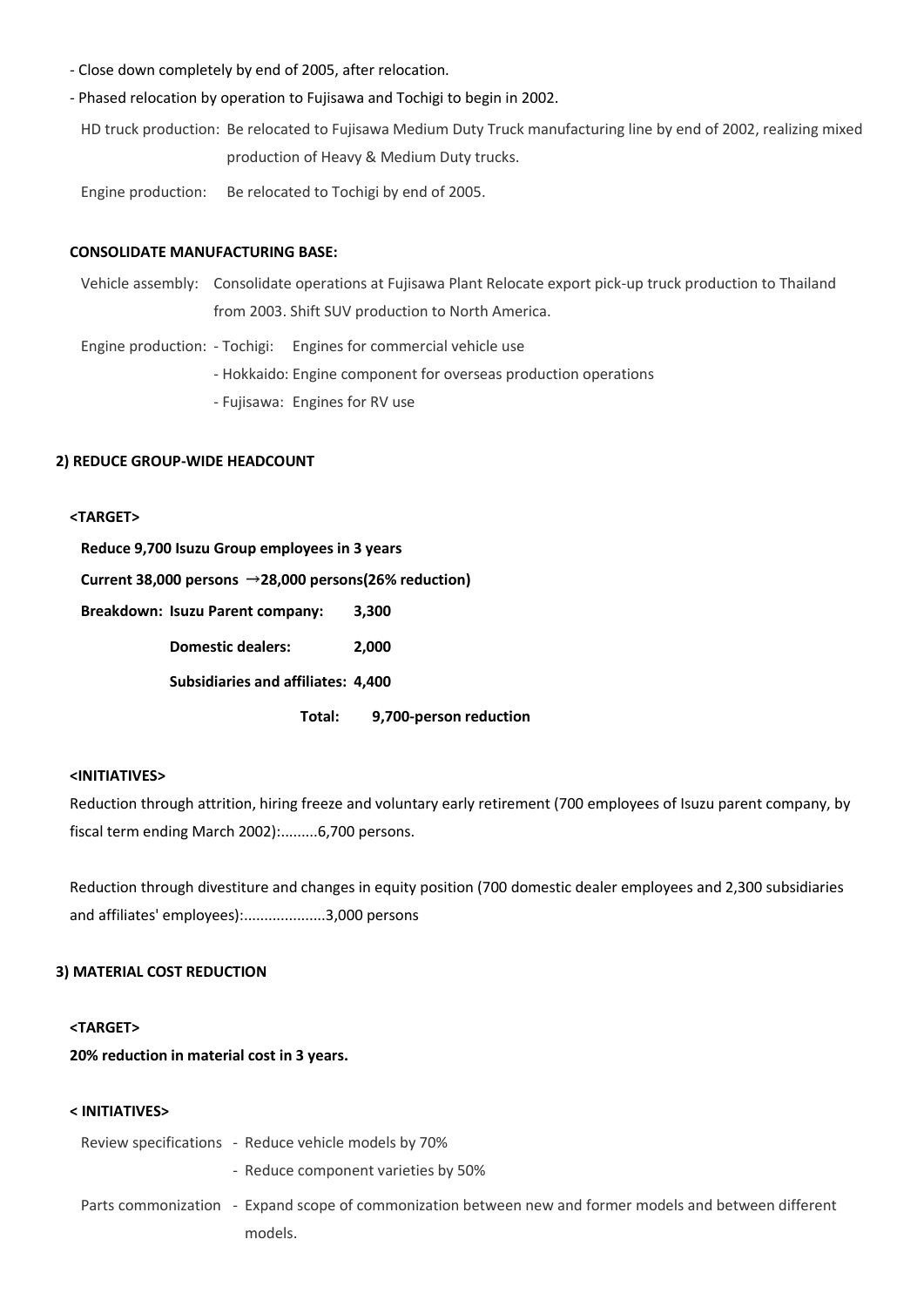- Close down completely by end of 2005, after relocation.
- Phased relocation by operation to Fujisawa and Tochigi to begin in 2002.

HD truck production: Be relocated to Fujisawa Medium Duty Truck manufacturing line by end of 2002, realizing mixed production of Heavy & Medium Duty trucks.

Engine production: Be relocated to Tochigi by end of 2005.

**CONSOLIDATE MANUFACTURING BASE:**

Vehicle assembly: Consolidate operations at Fujisawa Plant Relocate export pick-up truck production to Thailand from 2003. Shift SUV production to North America.

Engine production:
- Tochigi: Engines for commercial vehicle use
- Hokkaido: Engine component for overseas production operations
- Fujisawa: Engines for RV use

### 2) REDUCE GROUP-WIDE HEADCOUNT

**<TARGET>**

**Reduce 9,700 Isuzu Group employees in 3 years**

**Current 38,000 persons →28,000 persons(26% reduction)**

| **Breakdown:** | | |
|---|---|---|
| | **Isuzu Parent company:** | **3,300** |
| | **Domestic dealers:** | **2,000** |
| | **Subsidiaries and affiliates:** | **4,400** |
| | **Total:** | **9,700-person reduction** |

**<INITIATIVES>**

Reduction through attrition, hiring freeze and voluntary early retirement (700 employees of Isuzu parent company, by fiscal term ending March 2002):.........6,700 persons.

Reduction through divestiture and changes in equity position (700 domestic dealer employees and 2,300 subsidiaries and affiliates' employees):....................3,000 persons

### 3) MATERIAL COST REDUCTION

**<TARGET>**

**20% reduction in material cost in 3 years.**

**< INITIATIVES>**

Review specifications
- Reduce vehicle models by 70%
- Reduce component varieties by 50%

Parts commonization
- Expand scope of commonization between new and former models and between different models.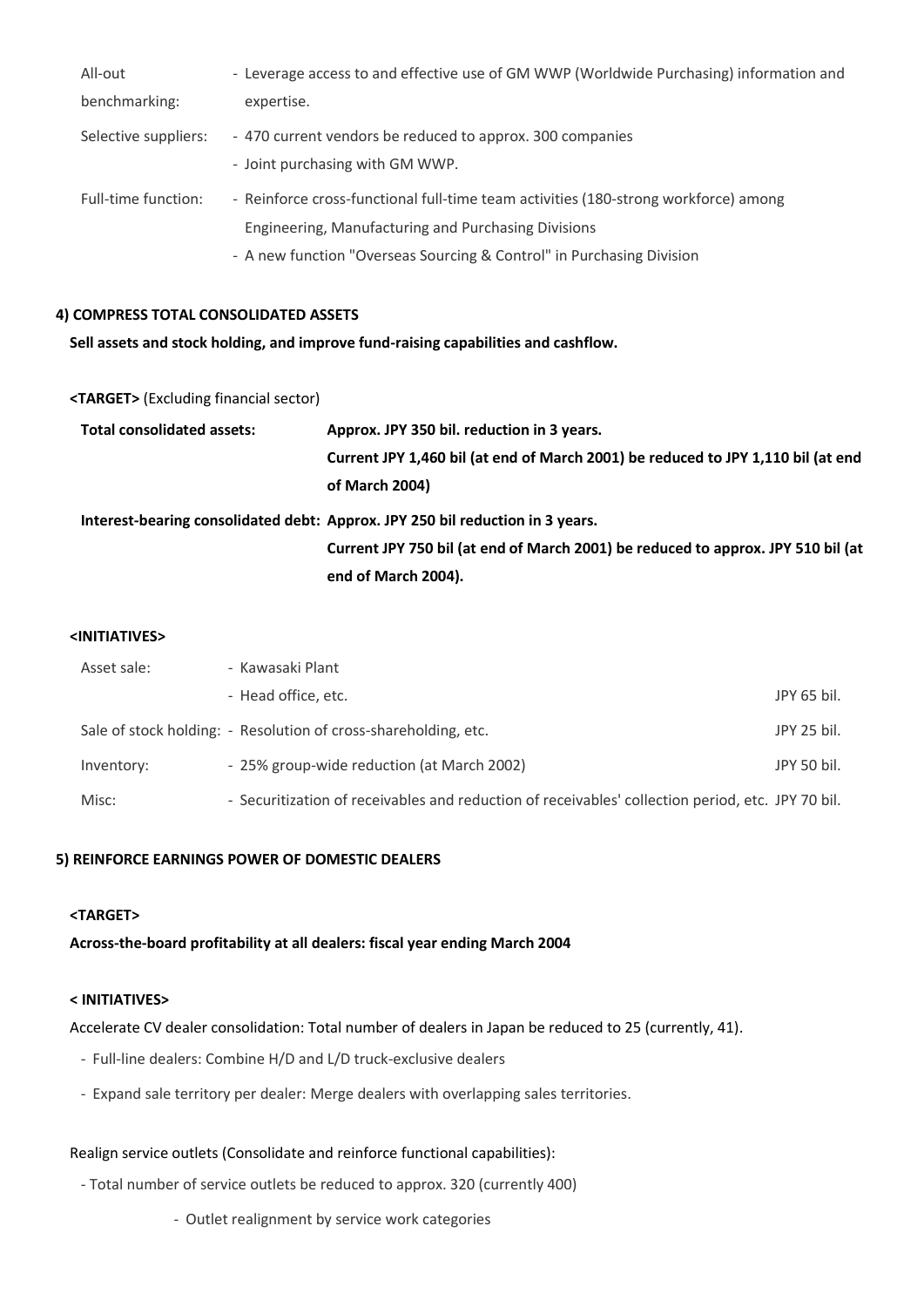| | |
|---|---|
| All-out benchmarking: | - Leverage access to and effective use of GM WWP (Worldwide Purchasing) information and expertise. |
| Selective suppliers: | - 470 current vendors be reduced to approx. 300 companies<br>- Joint purchasing with GM WWP. |
| Full-time function: | - Reinforce cross-functional full-time team activities (180-strong workforce) among Engineering, Manufacturing and Purchasing Divisions<br>- A new function "Overseas Sourcing & Control" in Purchasing Division |

### 4) COMPRESS TOTAL CONSOLIDATED ASSETS

**Sell assets and stock holding, and improve fund-raising capabilities and cashflow.**

**<TARGET>** (Excluding financial sector)

| | |
|---|---|
| **Total consolidated assets:** | **Approx. JPY 350 bil. reduction in 3 years.**<br>**Current JPY 1,460 bil (at end of March 2001) be reduced to JPY 1,110 bil (at end of March 2004)** |
| **Interest-bearing consolidated debt:** | **Approx. JPY 250 bil reduction in 3 years.**<br>**Current JPY 750 bil (at end of March 2001) be reduced to approx. JPY 510 bil (at end of March 2004).** |

**<INITIATIVES>**

| | | |
|---|---|---|
| Asset sale: | - Kawasaki Plant<br>- Head office, etc. | JPY 65 bil. |
| Sale of stock holding: | - Resolution of cross-shareholding, etc. | JPY 25 bil. |
| Inventory: | - 25% group-wide reduction (at March 2002) | JPY 50 bil. |
| Misc: | - Securitization of receivables and reduction of receivables' collection period, etc. | JPY 70 bil. |

### 5) REINFORCE EARNINGS POWER OF DOMESTIC DEALERS

**<TARGET>**

**Across-the-board profitability at all dealers: fiscal year ending March 2004**

**< INITIATIVES>**

Accelerate CV dealer consolidation: Total number of dealers in Japan be reduced to 25 (currently, 41).

- Full-line dealers: Combine H/D and L/D truck-exclusive dealers
- Expand sale territory per dealer: Merge dealers with overlapping sales territories.

Realign service outlets (Consolidate and reinforce functional capabilities):

- Total number of service outlets be reduced to approx. 320 (currently 400)
  - Outlet realignment by service work categories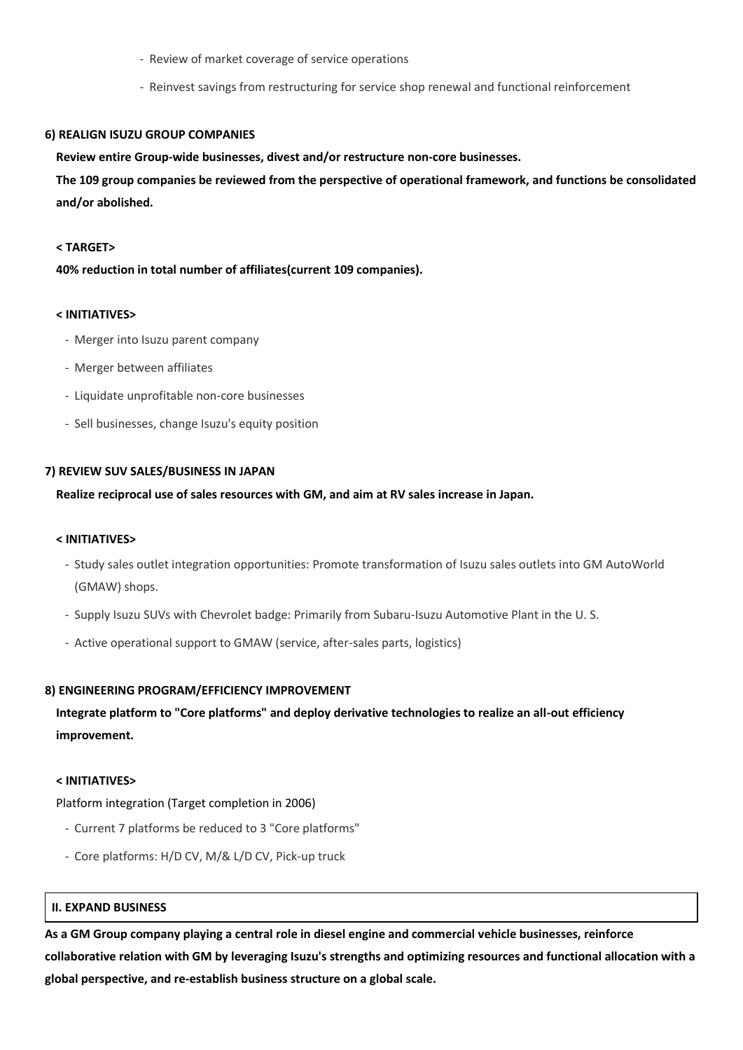- Review of market coverage of service operations
- Reinvest savings from restructuring for service shop renewal and functional reinforcement

### 6) REALIGN ISUZU GROUP COMPANIES

**Review entire Group-wide businesses, divest and/or restructure non-core businesses.**

**The 109 group companies be reviewed from the perspective of operational framework, and functions be consolidated and/or abolished.**

**< TARGET>**

**40% reduction in total number of affiliates(current 109 companies).**

**< INITIATIVES>**

- Merger into Isuzu parent company
- Merger between affiliates
- Liquidate unprofitable non-core businesses
- Sell businesses, change Isuzu's equity position

### 7) REVIEW SUV SALES/BUSINESS IN JAPAN

**Realize reciprocal use of sales resources with GM, and aim at RV sales increase in Japan.**

**< INITIATIVES>**

- Study sales outlet integration opportunities: Promote transformation of Isuzu sales outlets into GM AutoWorld (GMAW) shops.
- Supply Isuzu SUVs with Chevrolet badge: Primarily from Subaru-Isuzu Automotive Plant in the U. S.
- Active operational support to GMAW (service, after-sales parts, logistics)

### 8) ENGINEERING PROGRAM/EFFICIENCY IMPROVEMENT

**Integrate platform to "Core platforms" and deploy derivative technologies to realize an all-out efficiency improvement.**

**< INITIATIVES>**

Platform integration (Target completion in 2006)

- Current 7 platforms be reduced to 3 "Core platforms"
- Core platforms: H/D CV, M/& L/D CV, Pick-up truck

## II. EXPAND BUSINESS

**As a GM Group company playing a central role in diesel engine and commercial vehicle businesses, reinforce collaborative relation with GM by leveraging Isuzu's strengths and optimizing resources and functional allocation with a global perspective, and re-establish business structure on a global scale.**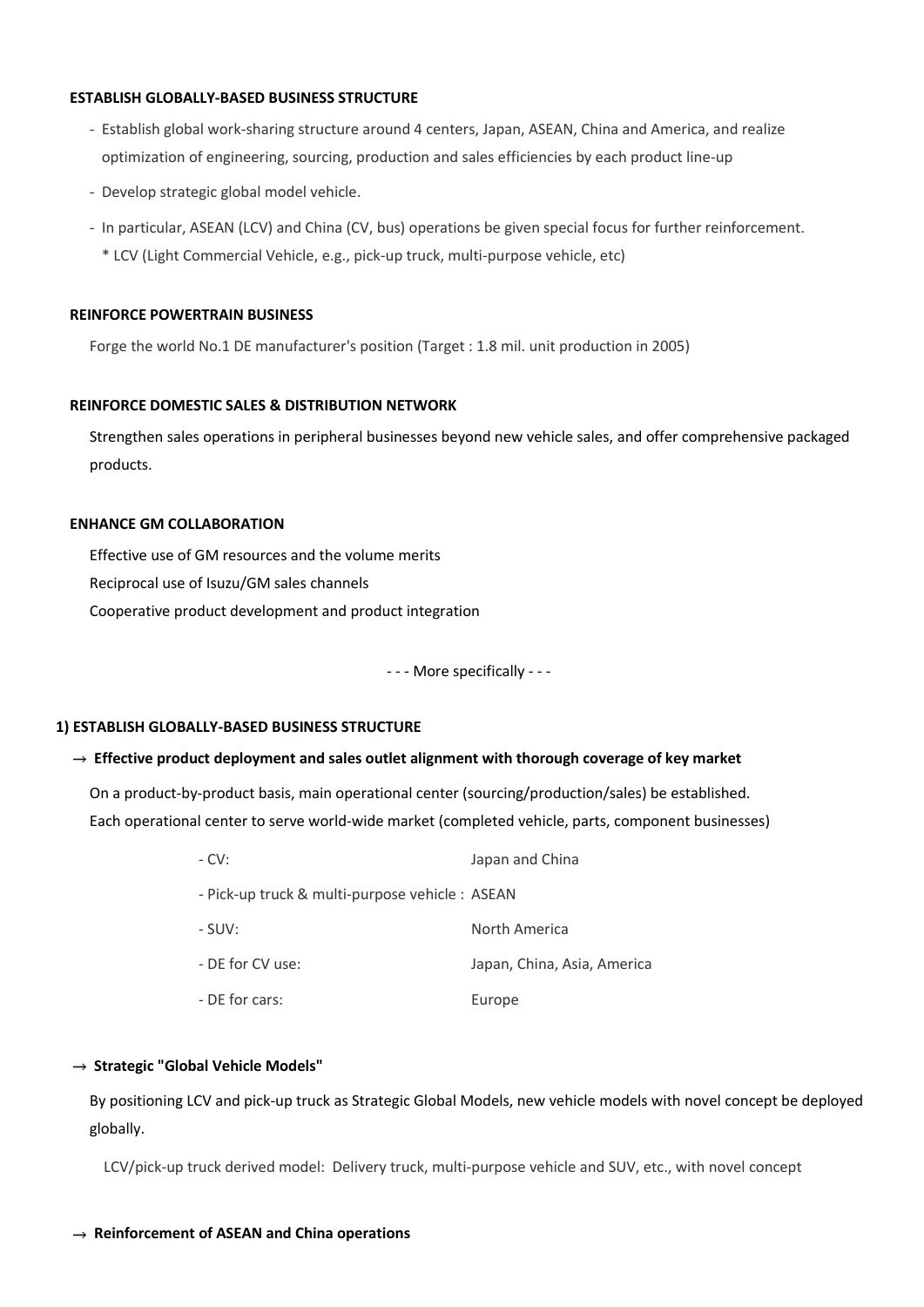**ESTABLISH GLOBALLY-BASED BUSINESS STRUCTURE**

- Establish global work-sharing structure around 4 centers, Japan, ASEAN, China and America, and realize optimization of engineering, sourcing, production and sales efficiencies by each product line-up
- Develop strategic global model vehicle.
- In particular, ASEAN (LCV) and China (CV, bus) operations be given special focus for further reinforcement.
  * LCV (Light Commercial Vehicle, e.g., pick-up truck, multi-purpose vehicle, etc)

**REINFORCE POWERTRAIN BUSINESS**

Forge the world No.1 DE manufacturer's position (Target : 1.8 mil. unit production in 2005)

**REINFORCE DOMESTIC SALES & DISTRIBUTION NETWORK**

Strengthen sales operations in peripheral businesses beyond new vehicle sales, and offer comprehensive packaged products.

**ENHANCE GM COLLABORATION**

Effective use of GM resources and the volume merits

Reciprocal use of Isuzu/GM sales channels

Cooperative product development and product integration

- - - More specifically - - -

**1) ESTABLISH GLOBALLY-BASED BUSINESS STRUCTURE**

**→ Effective product deployment and sales outlet alignment with thorough coverage of key market**

On a product-by-product basis, main operational center (sourcing/production/sales) be established.
Each operational center to serve world-wide market (completed vehicle, parts, component businesses)

| | |
|---|---|
| - CV: | Japan and China |
| - Pick-up truck & multi-purpose vehicle : | ASEAN |
| - SUV: | North America |
| - DE for CV use: | Japan, China, Asia, America |
| - DE for cars: | Europe |

**→ Strategic "Global Vehicle Models"**

By positioning LCV and pick-up truck as Strategic Global Models, new vehicle models with novel concept be deployed globally.

LCV/pick-up truck derived model: Delivery truck, multi-purpose vehicle and SUV, etc., with novel concept

**→ Reinforcement of ASEAN and China operations**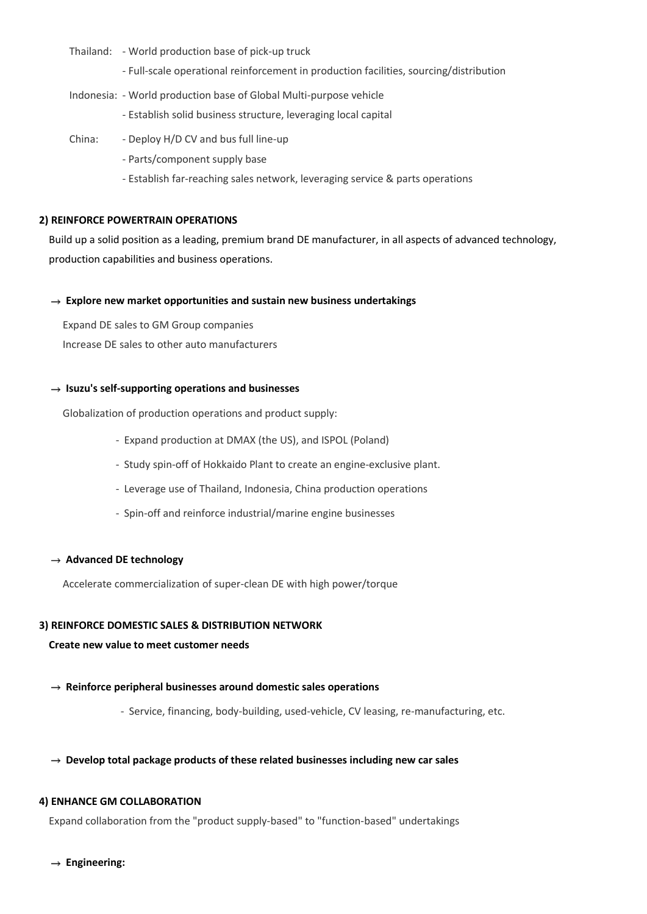Thailand: - World production base of pick-up truck
- Full-scale operational reinforcement in production facilities, sourcing/distribution

Indonesia: - World production base of Global Multi-purpose vehicle
- Establish solid business structure, leveraging local capital

China: - Deploy H/D CV and bus full line-up
- Parts/component supply base
- Establish far-reaching sales network, leveraging service & parts operations

**2) REINFORCE POWERTRAIN OPERATIONS**

Build up a solid position as a leading, premium brand DE manufacturer, in all aspects of advanced technology, production capabilities and business operations.

→ **Explore new market opportunities and sustain new business undertakings**

Expand DE sales to GM Group companies
Increase DE sales to other auto manufacturers

→ **Isuzu's self-supporting operations and businesses**

Globalization of production operations and product supply:

- Expand production at DMAX (the US), and ISPOL (Poland)
- Study spin-off of Hokkaido Plant to create an engine-exclusive plant.
- Leverage use of Thailand, Indonesia, China production operations
- Spin-off and reinforce industrial/marine engine businesses

→ **Advanced DE technology**

Accelerate commercialization of super-clean DE with high power/torque

**3) REINFORCE DOMESTIC SALES & DISTRIBUTION NETWORK**

**Create new value to meet customer needs**

→ **Reinforce peripheral businesses around domestic sales operations**

- Service, financing, body-building, used-vehicle, CV leasing, re-manufacturing, etc.

→ **Develop total package products of these related businesses including new car sales**

**4) ENHANCE GM COLLABORATION**

Expand collaboration from the "product supply-based" to "function-based" undertakings

→ **Engineering:**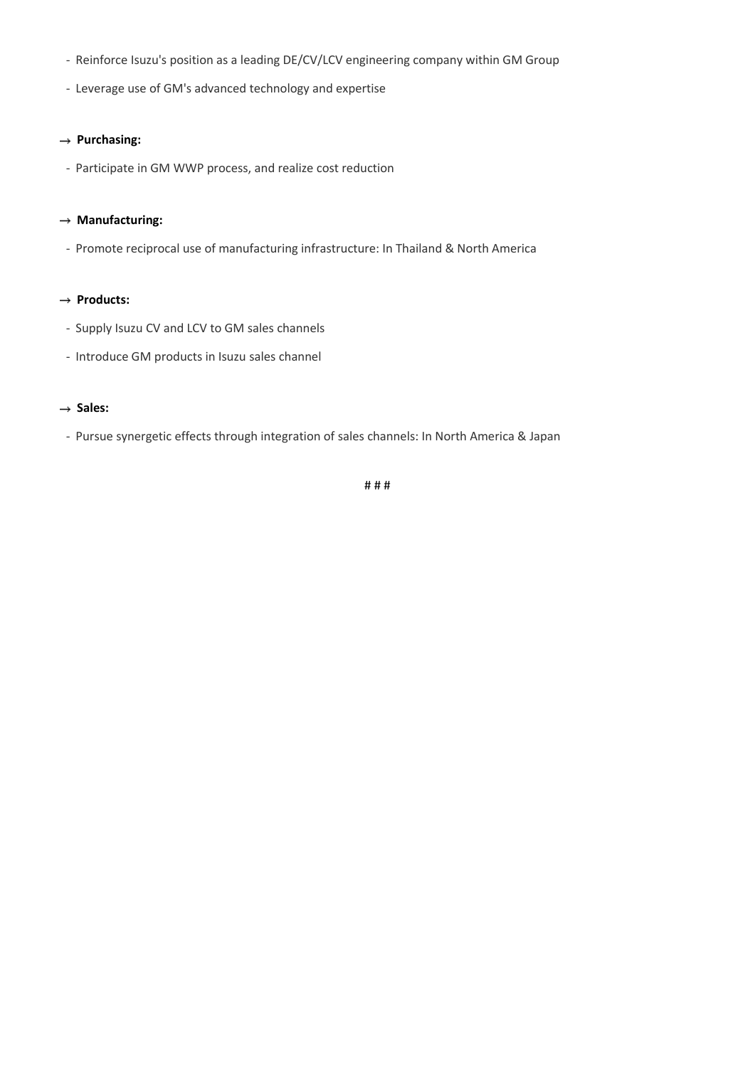- Reinforce Isuzu's position as a leading DE/CV/LCV engineering company within GM Group
- Leverage use of GM's advanced technology and expertise

→ **Purchasing:**

- Participate in GM WWP process, and realize cost reduction

→ **Manufacturing:**

- Promote reciprocal use of manufacturing infrastructure: In Thailand & North America

→ **Products:**

- Supply Isuzu CV and LCV to GM sales channels
- Introduce GM products in Isuzu sales channel

→ **Sales:**

- Pursue synergetic effects through integration of sales channels: In North America & Japan

# # #